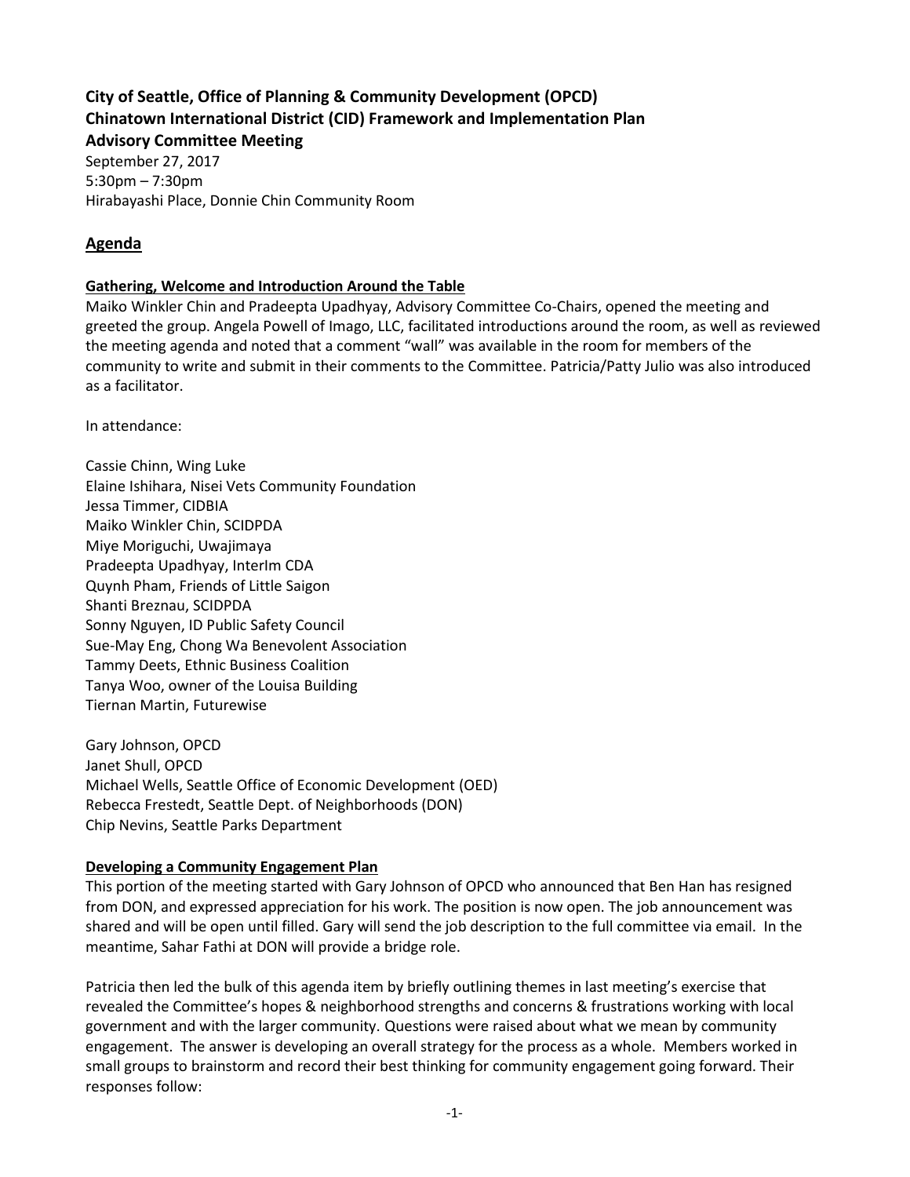**City of Seattle, Office of Planning & Community Development (OPCD)**
**Chinatown International District (CID) Framework and Implementation Plan**
**Advisory Committee Meeting**

September 27, 2017
5:30pm – 7:30pm
Hirabayashi Place, Donnie Chin Community Room

## Agenda

### Gathering, Welcome and Introduction Around the Table

Maiko Winkler Chin and Pradeepta Upadhyay, Advisory Committee Co-Chairs, opened the meeting and greeted the group. Angela Powell of Imago, LLC, facilitated introductions around the room, as well as reviewed the meeting agenda and noted that a comment "wall" was available in the room for members of the community to write and submit in their comments to the Committee. Patricia/Patty Julio was also introduced as a facilitator.

In attendance:

Cassie Chinn, Wing Luke
Elaine Ishihara, Nisei Vets Community Foundation
Jessa Timmer, CIDBIA
Maiko Winkler Chin, SCIDPDA
Miye Moriguchi, Uwajimaya
Pradeepta Upadhyay, InterIm CDA
Quynh Pham, Friends of Little Saigon
Shanti Breznau, SCIDPDA
Sonny Nguyen, ID Public Safety Council
Sue-May Eng, Chong Wa Benevolent Association
Tammy Deets, Ethnic Business Coalition
Tanya Woo, owner of the Louisa Building
Tiernan Martin, Futurewise

Gary Johnson, OPCD
Janet Shull, OPCD
Michael Wells, Seattle Office of Economic Development (OED)
Rebecca Frestedt, Seattle Dept. of Neighborhoods (DON)
Chip Nevins, Seattle Parks Department

### Developing a Community Engagement Plan

This portion of the meeting started with Gary Johnson of OPCD who announced that Ben Han has resigned from DON, and expressed appreciation for his work. The position is now open. The job announcement was shared and will be open until filled. Gary will send the job description to the full committee via email. In the meantime, Sahar Fathi at DON will provide a bridge role.

Patricia then led the bulk of this agenda item by briefly outlining themes in last meeting's exercise that revealed the Committee's hopes & neighborhood strengths and concerns & frustrations working with local government and with the larger community. Questions were raised about what we mean by community engagement. The answer is developing an overall strategy for the process as a whole. Members worked in small groups to brainstorm and record their best thinking for community engagement going forward. Their responses follow: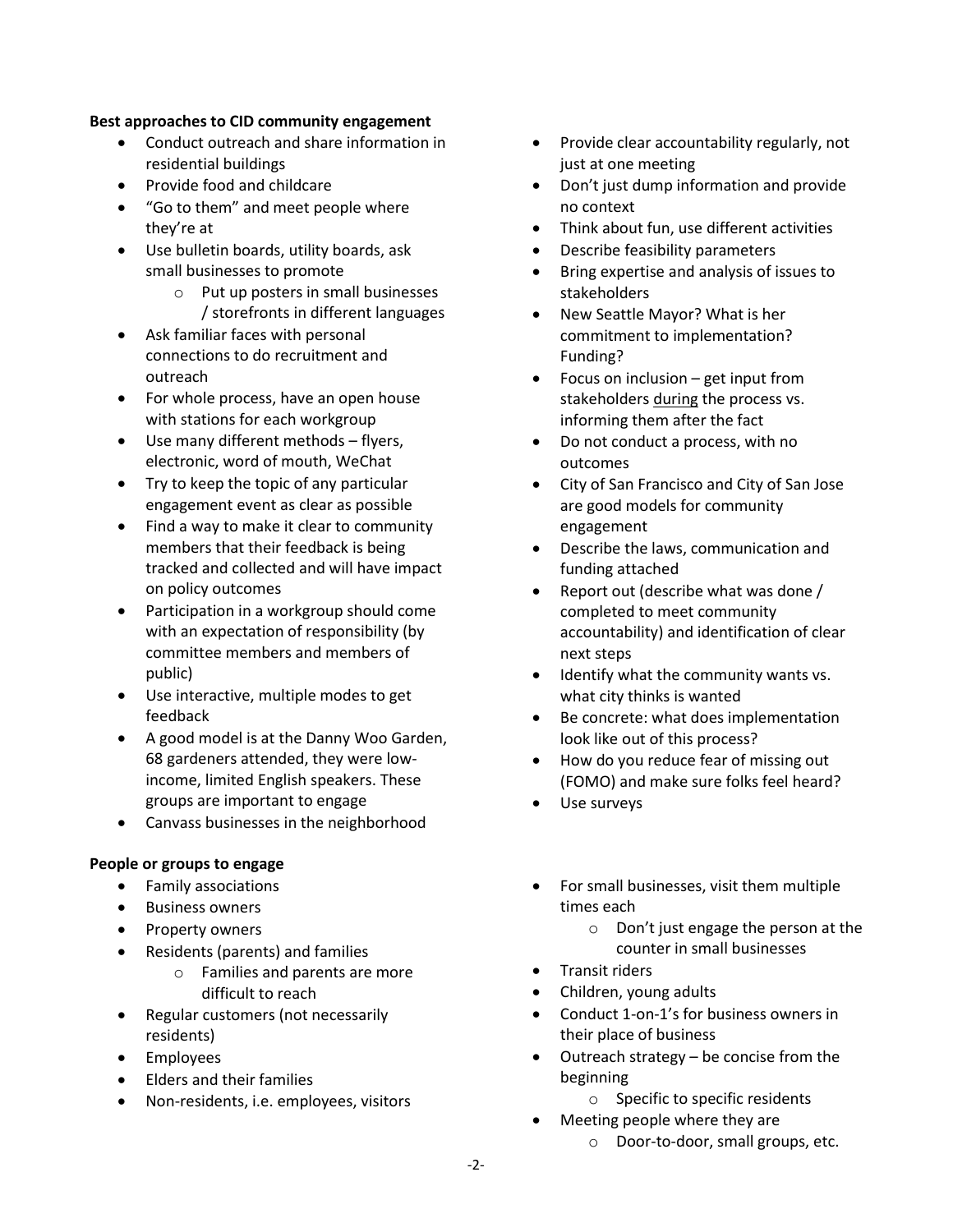**Best approaches to CID community engagement**

- Conduct outreach and share information in residential buildings
- Provide food and childcare
- "Go to them" and meet people where they're at
- Use bulletin boards, utility boards, ask small businesses to promote
    - Put up posters in small businesses / storefronts in different languages
- Ask familiar faces with personal connections to do recruitment and outreach
- For whole process, have an open house with stations for each workgroup
- Use many different methods – flyers, electronic, word of mouth, WeChat
- Try to keep the topic of any particular engagement event as clear as possible
- Find a way to make it clear to community members that their feedback is being tracked and collected and will have impact on policy outcomes
- Participation in a workgroup should come with an expectation of responsibility (by committee members and members of public)
- Use interactive, multiple modes to get feedback
- A good model is at the Danny Woo Garden, 68 gardeners attended, they were low-income, limited English speakers. These groups are important to engage
- Canvass businesses in the neighborhood
- Provide clear accountability regularly, not just at one meeting
- Don't just dump information and provide no context
- Think about fun, use different activities
- Describe feasibility parameters
- Bring expertise and analysis of issues to stakeholders
- New Seattle Mayor? What is her commitment to implementation? Funding?
- Focus on inclusion – get input from stakeholders <u>during</u> the process vs. informing them after the fact
- Do not conduct a process, with no outcomes
- City of San Francisco and City of San Jose are good models for community engagement
- Describe the laws, communication and funding attached
- Report out (describe what was done / completed to meet community accountability) and identification of clear next steps
- Identify what the community wants vs. what city thinks is wanted
- Be concrete: what does implementation look like out of this process?
- How do you reduce fear of missing out (FOMO) and make sure folks feel heard?
- Use surveys

**People or groups to engage**

- Family associations
- Business owners
- Property owners
- Residents (parents) and families
    - Families and parents are more difficult to reach
- Regular customers (not necessarily residents)
- Employees
- Elders and their families
- Non-residents, i.e. employees, visitors
- For small businesses, visit them multiple times each
    - Don't just engage the person at the counter in small businesses
- Transit riders
- Children, young adults
- Conduct 1-on-1's for business owners in their place of business
- Outreach strategy – be concise from the beginning
    - Specific to specific residents
- Meeting people where they are
    - Door-to-door, small groups, etc.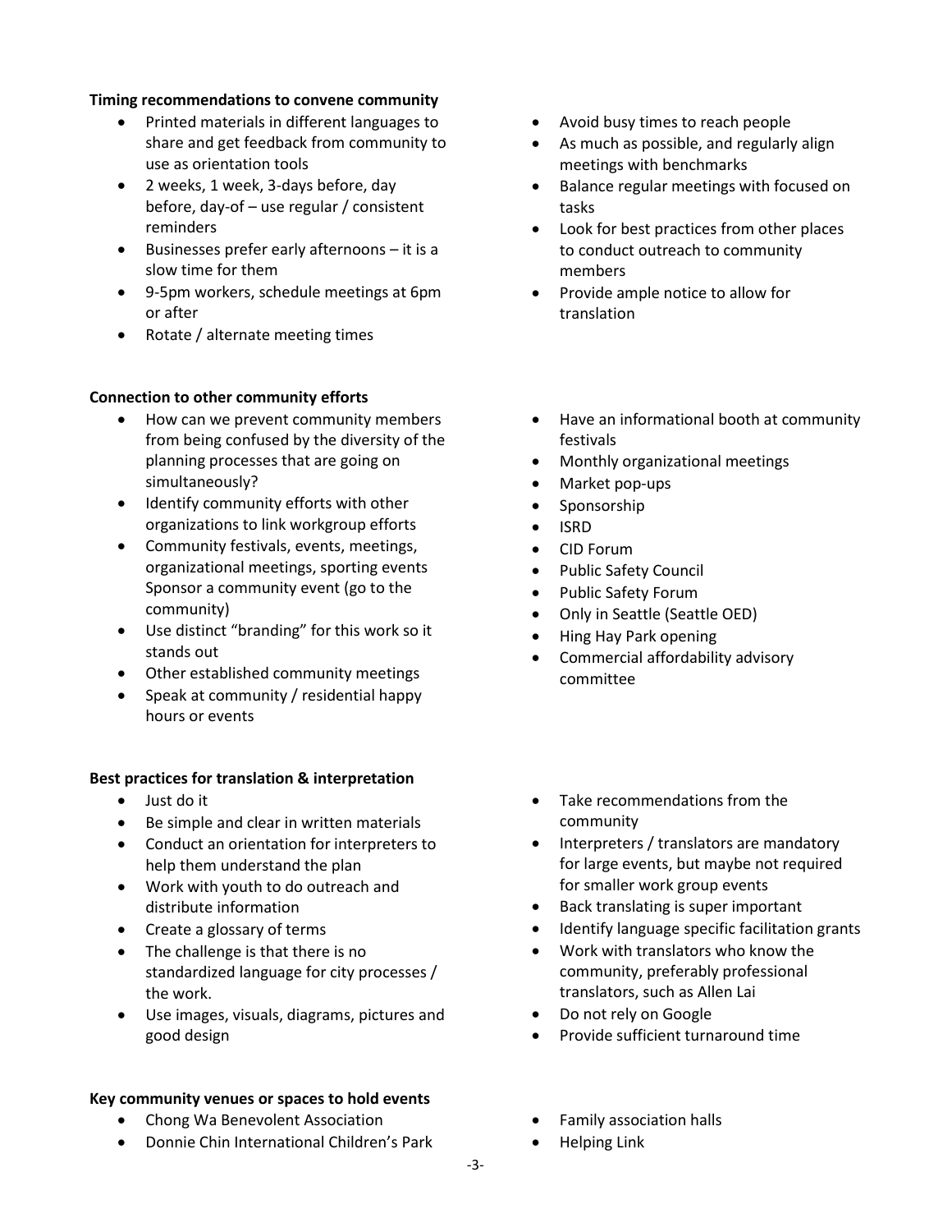**Timing recommendations to convene community**

- Printed materials in different languages to share and get feedback from community to use as orientation tools
- 2 weeks, 1 week, 3-days before, day before, day-of – use regular / consistent reminders
- Businesses prefer early afternoons – it is a slow time for them
- 9-5pm workers, schedule meetings at 6pm or after
- Rotate / alternate meeting times
- Avoid busy times to reach people
- As much as possible, and regularly align meetings with benchmarks
- Balance regular meetings with focused on tasks
- Look for best practices from other places to conduct outreach to community members
- Provide ample notice to allow for translation

**Connection to other community efforts**

- How can we prevent community members from being confused by the diversity of the planning processes that are going on simultaneously?
- Identify community efforts with other organizations to link workgroup efforts
- Community festivals, events, meetings, organizational meetings, sporting events Sponsor a community event (go to the community)
- Use distinct "branding" for this work so it stands out
- Other established community meetings
- Speak at community / residential happy hours or events
- Have an informational booth at community festivals
- Monthly organizational meetings
- Market pop-ups
- Sponsorship
- ISRD
- CID Forum
- Public Safety Council
- Public Safety Forum
- Only in Seattle (Seattle OED)
- Hing Hay Park opening
- Commercial affordability advisory committee

**Best practices for translation & interpretation**

- Just do it
- Be simple and clear in written materials
- Conduct an orientation for interpreters to help them understand the plan
- Work with youth to do outreach and distribute information
- Create a glossary of terms
- The challenge is that there is no standardized language for city processes / the work.
- Use images, visuals, diagrams, pictures and good design
- Take recommendations from the community
- Interpreters / translators are mandatory for large events, but maybe not required for smaller work group events
- Back translating is super important
- Identify language specific facilitation grants
- Work with translators who know the community, preferably professional translators, such as Allen Lai
- Do not rely on Google
- Provide sufficient turnaround time

**Key community venues or spaces to hold events**

- Chong Wa Benevolent Association
- Donnie Chin International Children's Park
- Family association halls
- Helping Link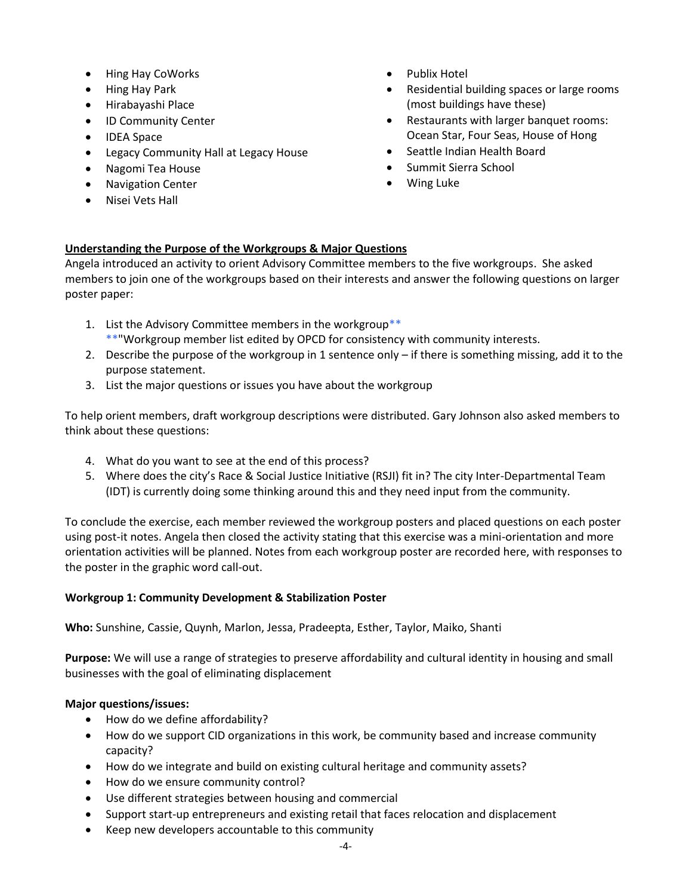- Hing Hay CoWorks
- Hing Hay Park
- Hirabayashi Place
- ID Community Center
- IDEA Space
- Legacy Community Hall at Legacy House
- Nagomi Tea House
- Navigation Center
- Nisei Vets Hall
- Publix Hotel
- Residential building spaces or large rooms (most buildings have these)
- Restaurants with larger banquet rooms: Ocean Star, Four Seas, House of Hong
- Seattle Indian Health Board
- Summit Sierra School
- Wing Luke

**Understanding the Purpose of the Workgroups & Major Questions**

Angela introduced an activity to orient Advisory Committee members to the five workgroups. She asked members to join one of the workgroups based on their interests and answer the following questions on larger poster paper:

1. List the Advisory Committee members in the workgroup**
   **"Workgroup member list edited by OPCD for consistency with community interests.
2. Describe the purpose of the workgroup in 1 sentence only – if there is something missing, add it to the purpose statement.
3. List the major questions or issues you have about the workgroup

To help orient members, draft workgroup descriptions were distributed. Gary Johnson also asked members to think about these questions:

4. What do you want to see at the end of this process?
5. Where does the city's Race & Social Justice Initiative (RSJI) fit in? The city Inter-Departmental Team (IDT) is currently doing some thinking around this and they need input from the community.

To conclude the exercise, each member reviewed the workgroup posters and placed questions on each poster using post-it notes. Angela then closed the activity stating that this exercise was a mini-orientation and more orientation activities will be planned. Notes from each workgroup poster are recorded here, with responses to the poster in the graphic word call-out.

**Workgroup 1: Community Development & Stabilization Poster**

**Who:** Sunshine, Cassie, Quynh, Marlon, Jessa, Pradeepta, Esther, Taylor, Maiko, Shanti

**Purpose:** We will use a range of strategies to preserve affordability and cultural identity in housing and small businesses with the goal of eliminating displacement

**Major questions/issues:**

- How do we define affordability?
- How do we support CID organizations in this work, be community based and increase community capacity?
- How do we integrate and build on existing cultural heritage and community assets?
- How do we ensure community control?
- Use different strategies between housing and commercial
- Support start-up entrepreneurs and existing retail that faces relocation and displacement
- Keep new developers accountable to this community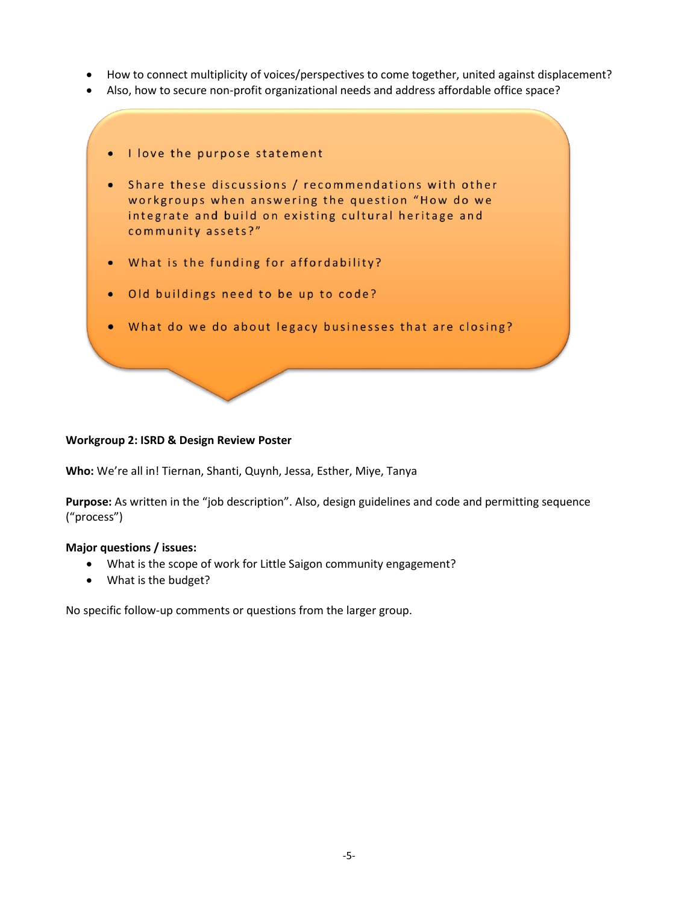- How to connect multiplicity of voices/perspectives to come together, united against displacement?
- Also, how to secure non-profit organizational needs and address affordable office space?

- I love the purpose statement
- Share these discussions / recommendations with other workgroups when answering the question "How do we integrate and build on existing cultural heritage and community assets?"
- What is the funding for affordability?
- Old buildings need to be up to code?
- What do we do about legacy businesses that are closing?

**Workgroup 2: ISRD & Design Review Poster**

**Who:** We're all in! Tiernan, Shanti, Quynh, Jessa, Esther, Miye, Tanya

**Purpose:** As written in the "job description". Also, design guidelines and code and permitting sequence ("process")

**Major questions / issues:**

- What is the scope of work for Little Saigon community engagement?
- What is the budget?

No specific follow-up comments or questions from the larger group.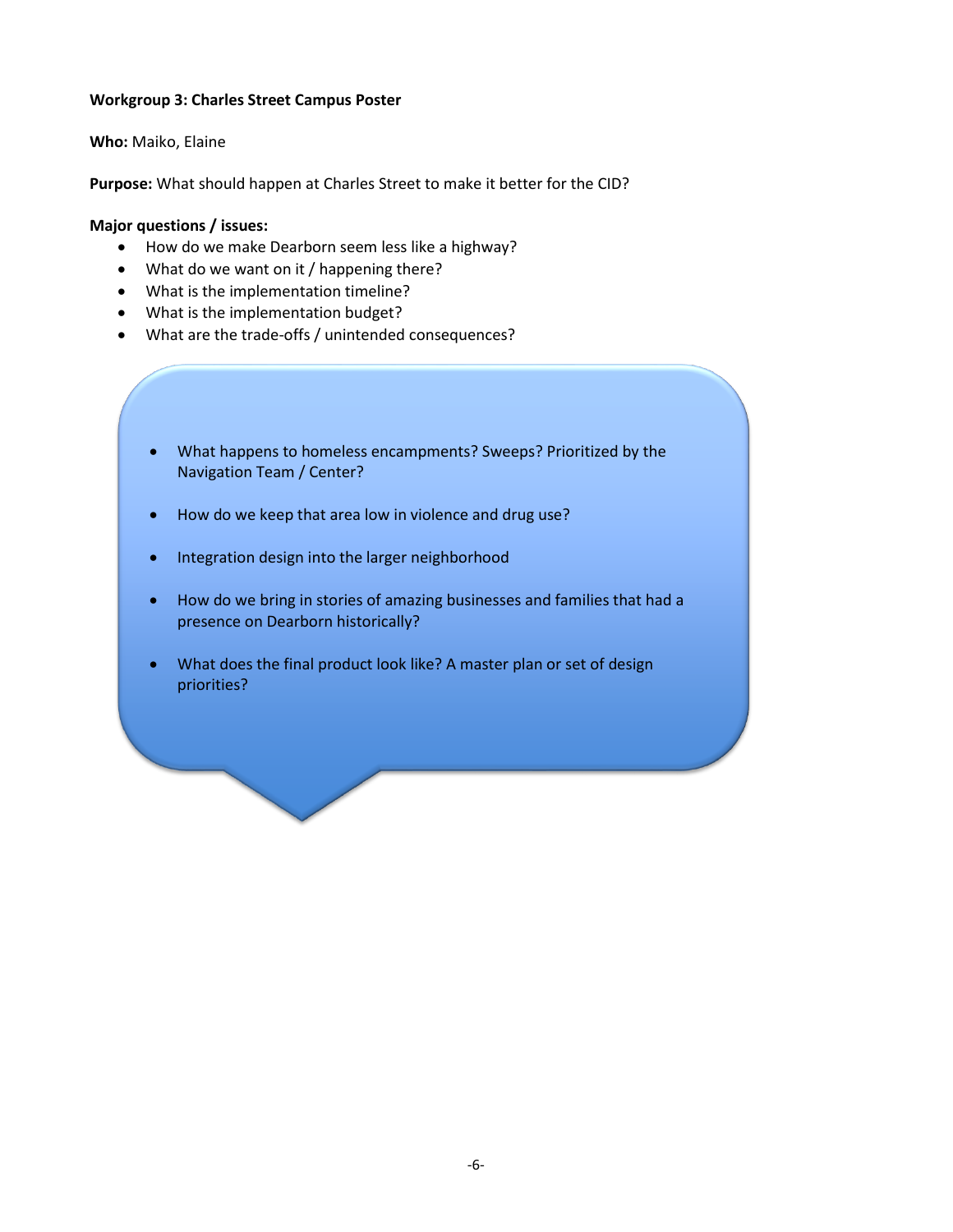**Workgroup 3: Charles Street Campus Poster**

**Who:** Maiko, Elaine

**Purpose:** What should happen at Charles Street to make it better for the CID?

**Major questions / issues:**

- How do we make Dearborn seem less like a highway?
- What do we want on it / happening there?
- What is the implementation timeline?
- What is the implementation budget?
- What are the trade-offs / unintended consequences?

- What happens to homeless encampments? Sweeps? Prioritized by the Navigation Team / Center?
- How do we keep that area low in violence and drug use?
- Integration design into the larger neighborhood
- How do we bring in stories of amazing businesses and families that had a presence on Dearborn historically?
- What does the final product look like? A master plan or set of design priorities?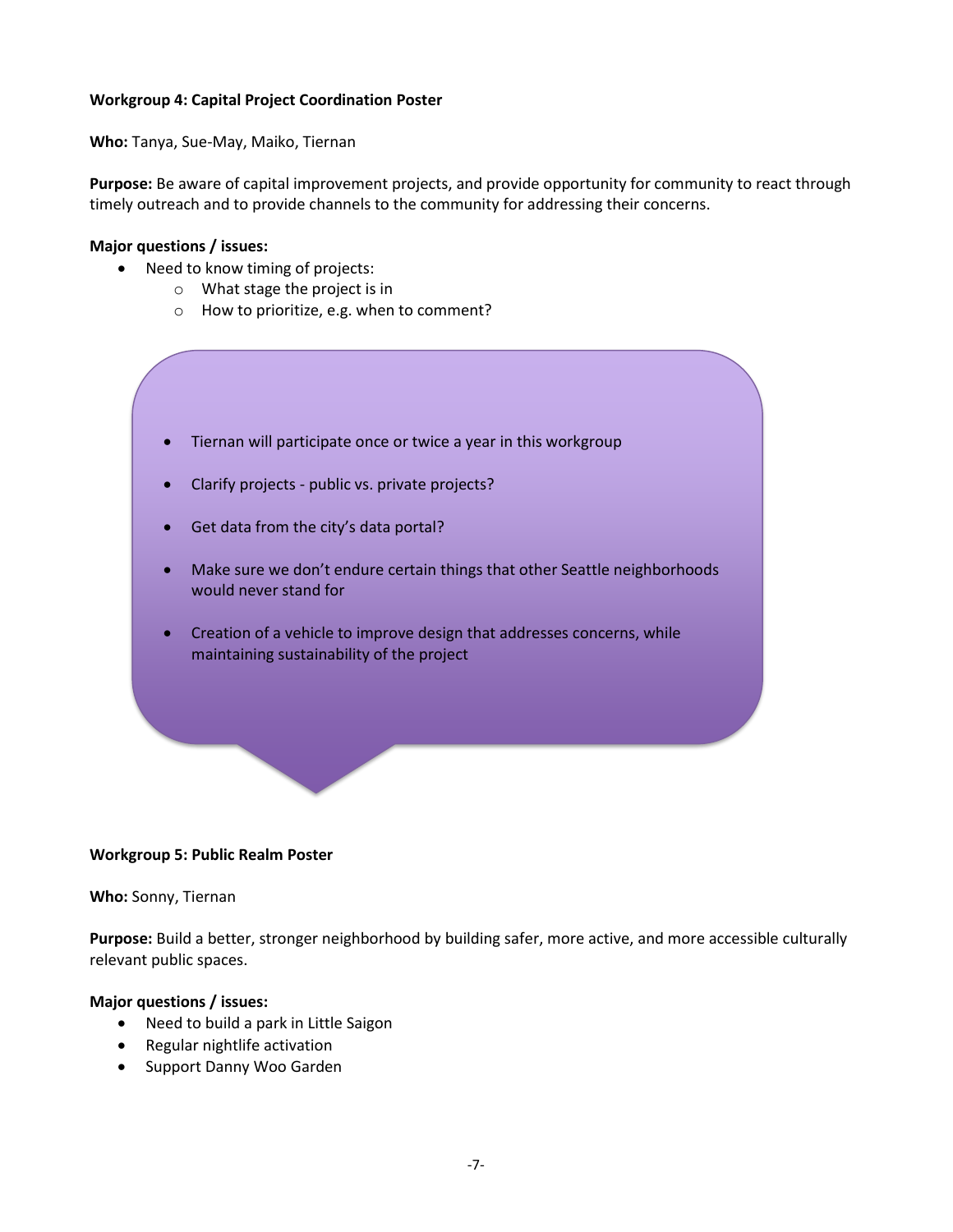**Workgroup 4: Capital Project Coordination Poster**

**Who:** Tanya, Sue-May, Maiko, Tiernan

**Purpose:** Be aware of capital improvement projects, and provide opportunity for community to react through timely outreach and to provide channels to the community for addressing their concerns.

**Major questions / issues:**

- Need to know timing of projects:
  - What stage the project is in
  - How to prioritize, e.g. when to comment?

- Tiernan will participate once or twice a year in this workgroup
- Clarify projects - public vs. private projects?
- Get data from the city's data portal?
- Make sure we don't endure certain things that other Seattle neighborhoods would never stand for
- Creation of a vehicle to improve design that addresses concerns, while maintaining sustainability of the project

**Workgroup 5: Public Realm Poster**

**Who:** Sonny, Tiernan

**Purpose:** Build a better, stronger neighborhood by building safer, more active, and more accessible culturally relevant public spaces.

**Major questions / issues:**

- Need to build a park in Little Saigon
- Regular nightlife activation
- Support Danny Woo Garden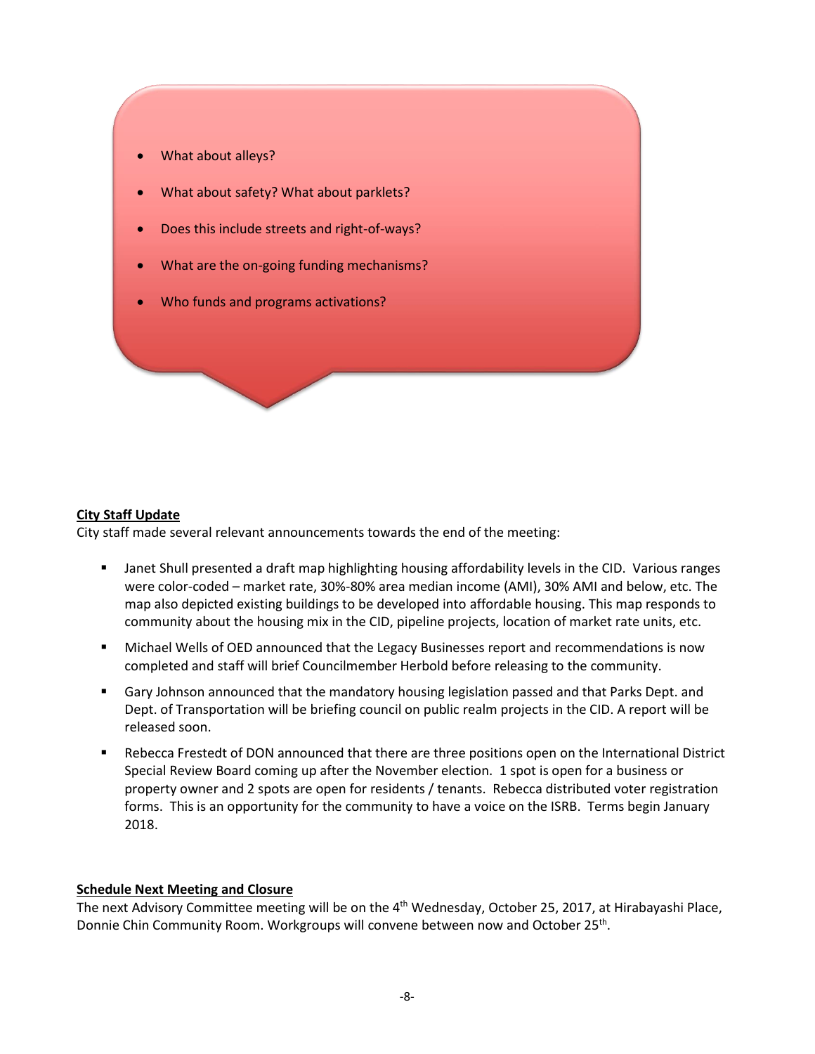- What about alleys?
- What about safety? What about parklets?
- Does this include streets and right-of-ways?
- What are the on-going funding mechanisms?
- Who funds and programs activations?

**City Staff Update**

City staff made several relevant announcements towards the end of the meeting:

- Janet Shull presented a draft map highlighting housing affordability levels in the CID. Various ranges were color-coded – market rate, 30%-80% area median income (AMI), 30% AMI and below, etc. The map also depicted existing buildings to be developed into affordable housing. This map responds to community about the housing mix in the CID, pipeline projects, location of market rate units, etc.
- Michael Wells of OED announced that the Legacy Businesses report and recommendations is now completed and staff will brief Councilmember Herbold before releasing to the community.
- Gary Johnson announced that the mandatory housing legislation passed and that Parks Dept. and Dept. of Transportation will be briefing council on public realm projects in the CID. A report will be released soon.
- Rebecca Frestedt of DON announced that there are three positions open on the International District Special Review Board coming up after the November election. 1 spot is open for a business or property owner and 2 spots are open for residents / tenants. Rebecca distributed voter registration forms. This is an opportunity for the community to have a voice on the ISRB. Terms begin January 2018.

**Schedule Next Meeting and Closure**

The next Advisory Committee meeting will be on the 4th Wednesday, October 25, 2017, at Hirabayashi Place, Donnie Chin Community Room. Workgroups will convene between now and October 25th.